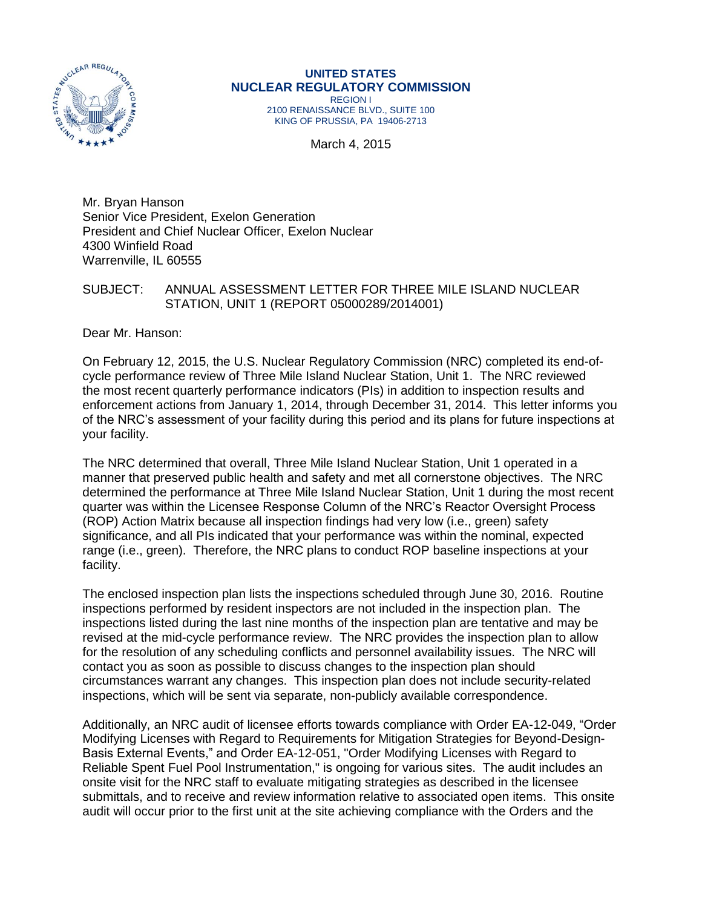**UNITED STATES**
**NUCLEAR REGULATORY COMMISSION**
REGION I
2100 RENAISSANCE BLVD., SUITE 100
KING OF PRUSSIA, PA 19406-2713

March 4, 2015

Mr. Bryan Hanson
Senior Vice President, Exelon Generation
President and Chief Nuclear Officer, Exelon Nuclear
4300 Winfield Road
Warrenville, IL 60555

SUBJECT: ANNUAL ASSESSMENT LETTER FOR THREE MILE ISLAND NUCLEAR STATION, UNIT 1 (REPORT 05000289/2014001)

Dear Mr. Hanson:

On February 12, 2015, the U.S. Nuclear Regulatory Commission (NRC) completed its end-of-cycle performance review of Three Mile Island Nuclear Station, Unit 1. The NRC reviewed the most recent quarterly performance indicators (PIs) in addition to inspection results and enforcement actions from January 1, 2014, through December 31, 2014. This letter informs you of the NRC's assessment of your facility during this period and its plans for future inspections at your facility.

The NRC determined that overall, Three Mile Island Nuclear Station, Unit 1 operated in a manner that preserved public health and safety and met all cornerstone objectives. The NRC determined the performance at Three Mile Island Nuclear Station, Unit 1 during the most recent quarter was within the Licensee Response Column of the NRC's Reactor Oversight Process (ROP) Action Matrix because all inspection findings had very low (i.e., green) safety significance, and all PIs indicated that your performance was within the nominal, expected range (i.e., green). Therefore, the NRC plans to conduct ROP baseline inspections at your facility.

The enclosed inspection plan lists the inspections scheduled through June 30, 2016. Routine inspections performed by resident inspectors are not included in the inspection plan. The inspections listed during the last nine months of the inspection plan are tentative and may be revised at the mid-cycle performance review. The NRC provides the inspection plan to allow for the resolution of any scheduling conflicts and personnel availability issues. The NRC will contact you as soon as possible to discuss changes to the inspection plan should circumstances warrant any changes. This inspection plan does not include security-related inspections, which will be sent via separate, non-publicly available correspondence.

Additionally, an NRC audit of licensee efforts towards compliance with Order EA-12-049, "Order Modifying Licenses with Regard to Requirements for Mitigation Strategies for Beyond-Design-Basis External Events," and Order EA-12-051, "Order Modifying Licenses with Regard to Reliable Spent Fuel Pool Instrumentation," is ongoing for various sites. The audit includes an onsite visit for the NRC staff to evaluate mitigating strategies as described in the licensee submittals, and to receive and review information relative to associated open items. This onsite audit will occur prior to the first unit at the site achieving compliance with the Orders and the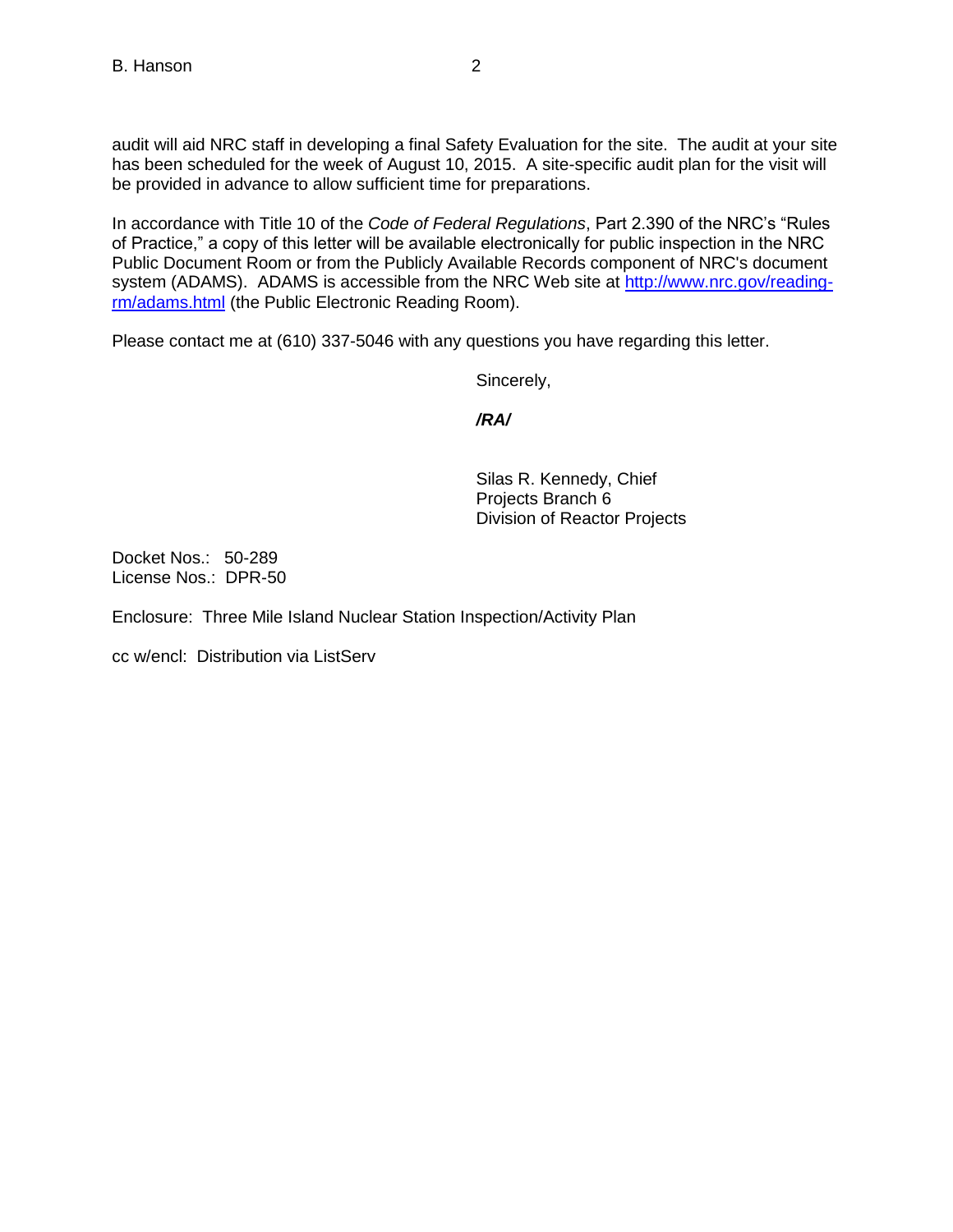audit will aid NRC staff in developing a final Safety Evaluation for the site. The audit at your site has been scheduled for the week of August 10, 2015. A site-specific audit plan for the visit will be provided in advance to allow sufficient time for preparations.

In accordance with Title 10 of the *Code of Federal Regulations*, Part 2.390 of the NRC's "Rules of Practice," a copy of this letter will be available electronically for public inspection in the NRC Public Document Room or from the Publicly Available Records component of NRC's document system (ADAMS). ADAMS is accessible from the NRC Web site at [http://www.nrc.gov/reading-rm/adams.html](http://www.nrc.gov/reading-rm/adams.html) (the Public Electronic Reading Room).

Please contact me at (610) 337-5046 with any questions you have regarding this letter.

Sincerely,

***/RA/***

Silas R. Kennedy, Chief
Projects Branch 6
Division of Reactor Projects

Docket Nos.: 50-289
License Nos.: DPR-50

Enclosure: Three Mile Island Nuclear Station Inspection/Activity Plan

cc w/encl: Distribution via ListServ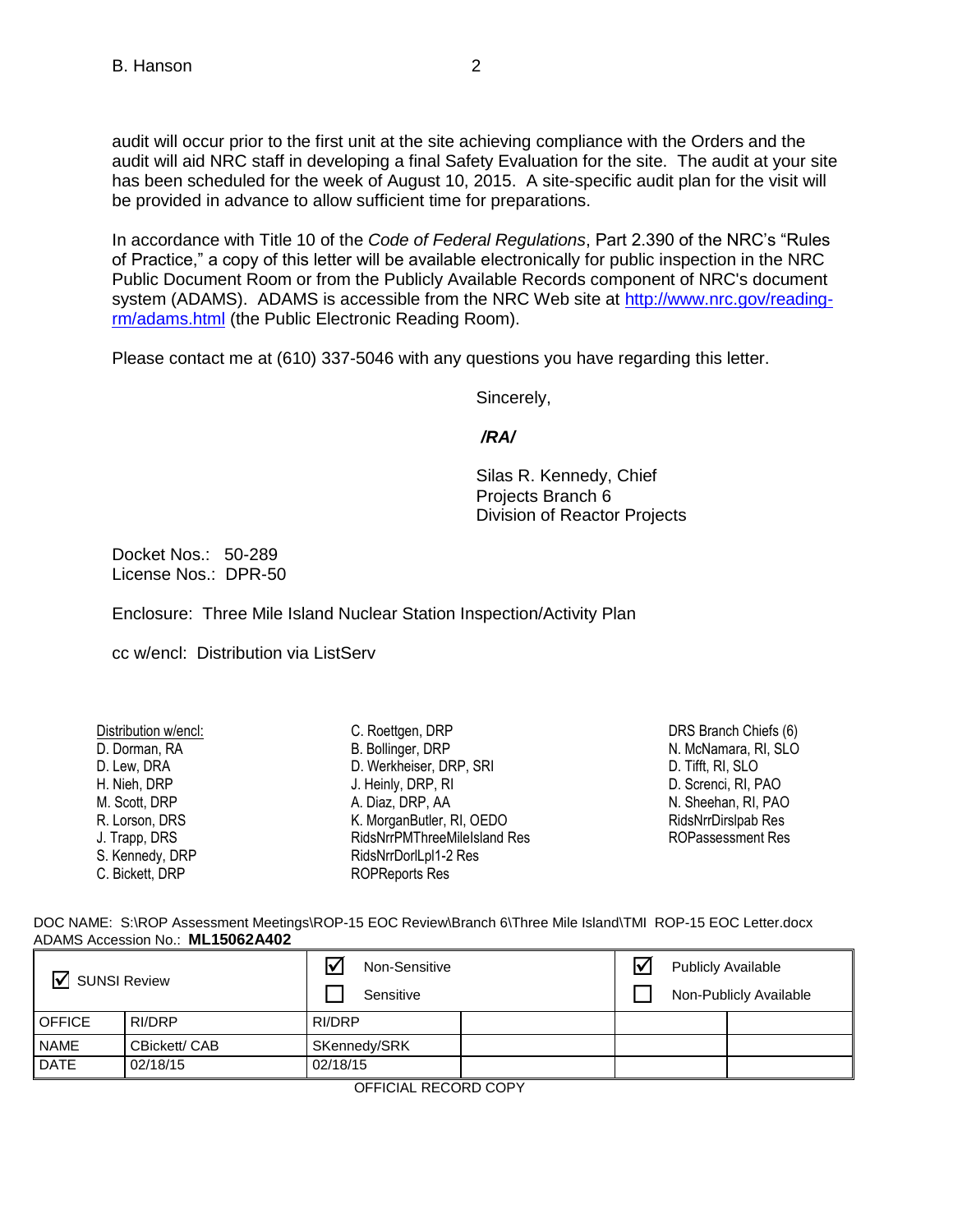audit will occur prior to the first unit at the site achieving compliance with the Orders and the audit will aid NRC staff in developing a final Safety Evaluation for the site. The audit at your site has been scheduled for the week of August 10, 2015. A site-specific audit plan for the visit will be provided in advance to allow sufficient time for preparations.

In accordance with Title 10 of the *Code of Federal Regulations*, Part 2.390 of the NRC's "Rules of Practice," a copy of this letter will be available electronically for public inspection in the NRC Public Document Room or from the Publicly Available Records component of NRC's document system (ADAMS). ADAMS is accessible from the NRC Web site at http://www.nrc.gov/reading-rm/adams.html (the Public Electronic Reading Room).

Please contact me at (610) 337-5046 with any questions you have regarding this letter.

Sincerely,

***/RA/***

Silas R. Kennedy, Chief
Projects Branch 6
Division of Reactor Projects

Docket Nos.: 50-289
License Nos.: DPR-50

Enclosure: Three Mile Island Nuclear Station Inspection/Activity Plan

cc w/encl: Distribution via ListServ

Distribution w/encl:
D. Dorman, RA
D. Lew, DRA
H. Nieh, DRP
M. Scott, DRP
R. Lorson, DRS
J. Trapp, DRS
S. Kennedy, DRP
C. Bickett, DRP
C. Roettgen, DRP
B. Bollinger, DRP
D. Werkheiser, DRP, SRI
J. Heinly, DRP, RI
A. Diaz, DRP, AA
K. MorganButler, RI, OEDO
RidsNrrPMThreeMileIsland Res
RidsNrrDorlLpl1-2 Res
ROPReports Res
DRS Branch Chiefs (6)
N. McNamara, RI, SLO
D. Tifft, RI, SLO
D. Screnci, RI, PAO
N. Sheehan, RI, PAO
RidsNrrDirslpab Res
ROPassessment Res

DOC NAME: S:\ROP Assessment Meetings\ROP-15 EOC Review\Branch 6\Three Mile Island\TMI ROP-15 EOC Letter.docx
ADAMS Accession No.: **ML15062A402**

| ☑ SUNSI Review | | ☑ Non-Sensitive ☐ Sensitive | | ☑ Publicly Available ☐ Non-Publicly Available | |
|---|---|---|---|---|---|
| OFFICE | RI/DRP | RI/DRP | | | |
| NAME | CBickett/ CAB | SKennedy/SRK | | | |
| DATE | 02/18/15 | 02/18/15 | | | |

OFFICIAL RECORD COPY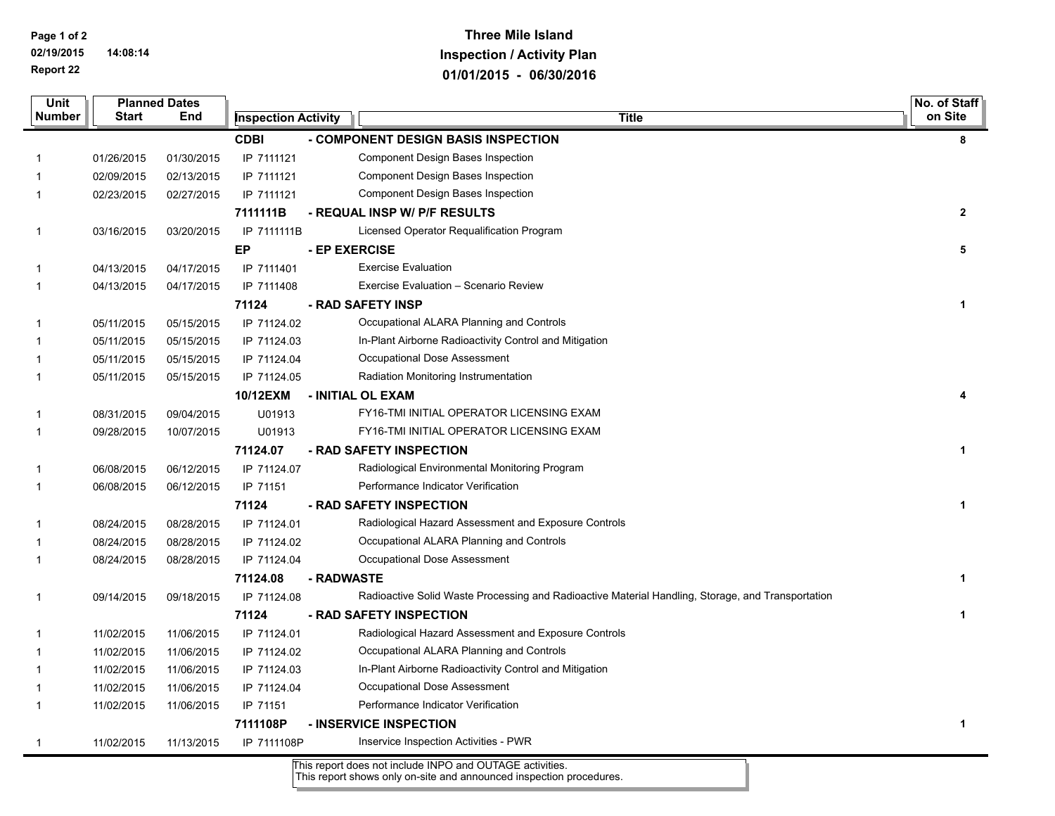# Three Mile Island
## Inspection / Activity Plan
## 01/01/2015 - 06/30/2016

| Unit Number | Planned Dates Start | Planned Dates End | Inspection Activity | Title | No. of Staff on Site |
|---|---|---|---|---|---|
| | | | **CDBI** | **- COMPONENT DESIGN BASIS INSPECTION** | **8** |
| 1 | 01/26/2015 | 01/30/2015 | IP 7111121 | Component Design Bases Inspection | |
| 1 | 02/09/2015 | 02/13/2015 | IP 7111121 | Component Design Bases Inspection | |
| 1 | 02/23/2015 | 02/27/2015 | IP 7111121 | Component Design Bases Inspection | |
| | | | **7111111B** | **- REQUAL INSP W/ P/F RESULTS** | **2** |
| 1 | 03/16/2015 | 03/20/2015 | IP 7111111B | Licensed Operator Requalification Program | |
| | | | **EP** | **- EP EXERCISE** | **5** |
| 1 | 04/13/2015 | 04/17/2015 | IP 7111401 | Exercise Evaluation | |
| 1 | 04/13/2015 | 04/17/2015 | IP 7111408 | Exercise Evaluation – Scenario Review | |
| | | | **71124** | **- RAD SAFETY INSP** | **1** |
| 1 | 05/11/2015 | 05/15/2015 | IP 71124.02 | Occupational ALARA Planning and Controls | |
| 1 | 05/11/2015 | 05/15/2015 | IP 71124.03 | In-Plant Airborne Radioactivity Control and Mitigation | |
| 1 | 05/11/2015 | 05/15/2015 | IP 71124.04 | Occupational Dose Assessment | |
| 1 | 05/11/2015 | 05/15/2015 | IP 71124.05 | Radiation Monitoring Instrumentation | |
| | | | **10/12EXM** | **- INITIAL OL EXAM** | **4** |
| 1 | 08/31/2015 | 09/04/2015 | U01913 | FY16-TMI INITIAL OPERATOR LICENSING EXAM | |
| 1 | 09/28/2015 | 10/07/2015 | U01913 | FY16-TMI INITIAL OPERATOR LICENSING EXAM | |
| | | | **71124.07** | **- RAD SAFETY INSPECTION** | **1** |
| 1 | 06/08/2015 | 06/12/2015 | IP 71124.07 | Radiological Environmental Monitoring Program | |
| 1 | 06/08/2015 | 06/12/2015 | IP 71151 | Performance Indicator Verification | |
| | | | **71124** | **- RAD SAFETY INSPECTION** | **1** |
| 1 | 08/24/2015 | 08/28/2015 | IP 71124.01 | Radiological Hazard Assessment and Exposure Controls | |
| 1 | 08/24/2015 | 08/28/2015 | IP 71124.02 | Occupational ALARA Planning and Controls | |
| 1 | 08/24/2015 | 08/28/2015 | IP 71124.04 | Occupational Dose Assessment | |
| | | | **71124.08** | **- RADWASTE** | **1** |
| 1 | 09/14/2015 | 09/18/2015 | IP 71124.08 | Radioactive Solid Waste Processing and Radioactive Material Handling, Storage, and Transportation | |
| | | | **71124** | **- RAD SAFETY INSPECTION** | **1** |
| 1 | 11/02/2015 | 11/06/2015 | IP 71124.01 | Radiological Hazard Assessment and Exposure Controls | |
| 1 | 11/02/2015 | 11/06/2015 | IP 71124.02 | Occupational ALARA Planning and Controls | |
| 1 | 11/02/2015 | 11/06/2015 | IP 71124.03 | In-Plant Airborne Radioactivity Control and Mitigation | |
| 1 | 11/02/2015 | 11/06/2015 | IP 71124.04 | Occupational Dose Assessment | |
| 1 | 11/02/2015 | 11/06/2015 | IP 71151 | Performance Indicator Verification | |
| | | | **7111108P** | **- INSERVICE INSPECTION** | **1** |
| 1 | 11/02/2015 | 11/13/2015 | IP 7111108P | Inservice Inspection Activities - PWR | |

This report does not include INPO and OUTAGE activities.
This report shows only on-site and announced inspection procedures.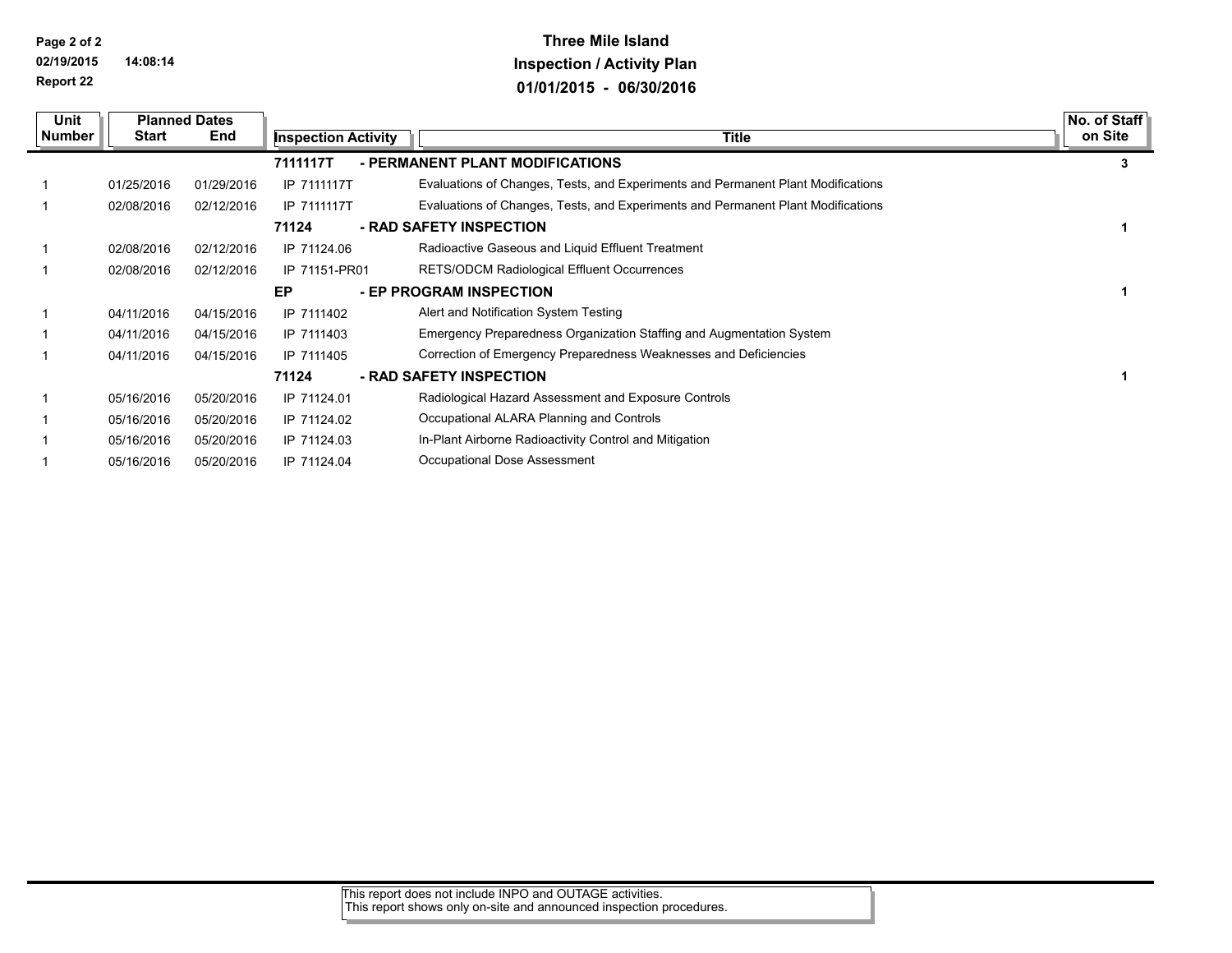# Three Mile Island
## Inspection / Activity Plan
## 01/01/2015 - 06/30/2016

02/19/2015 14:08:14
Report 22

| Unit Number | Planned Dates Start | End | Inspection Activity | Title | No. of Staff on Site |
|---|---|---|---|---|---|
| | | | **7111117T** | **- PERMANENT PLANT MODIFICATIONS** | **3** |
| 1 | 01/25/2016 | 01/29/2016 | IP 7111117T | Evaluations of Changes, Tests, and Experiments and Permanent Plant Modifications | |
| 1 | 02/08/2016 | 02/12/2016 | IP 7111117T | Evaluations of Changes, Tests, and Experiments and Permanent Plant Modifications | |
| | | | **71124** | **- RAD SAFETY INSPECTION** | **1** |
| 1 | 02/08/2016 | 02/12/2016 | IP 71124.06 | Radioactive Gaseous and Liquid Effluent Treatment | |
| 1 | 02/08/2016 | 02/12/2016 | IP 71151-PR01 | RETS/ODCM Radiological Effluent Occurrences | |
| | | | **EP** | **- EP PROGRAM INSPECTION** | **1** |
| 1 | 04/11/2016 | 04/15/2016 | IP 7111402 | Alert and Notification System Testing | |
| 1 | 04/11/2016 | 04/15/2016 | IP 7111403 | Emergency Preparedness Organization Staffing and Augmentation System | |
| 1 | 04/11/2016 | 04/15/2016 | IP 7111405 | Correction of Emergency Preparedness Weaknesses and Deficiencies | |
| | | | **71124** | **- RAD SAFETY INSPECTION** | **1** |
| 1 | 05/16/2016 | 05/20/2016 | IP 71124.01 | Radiological Hazard Assessment and Exposure Controls | |
| 1 | 05/16/2016 | 05/20/2016 | IP 71124.02 | Occupational ALARA Planning and Controls | |
| 1 | 05/16/2016 | 05/20/2016 | IP 71124.03 | In-Plant Airborne Radioactivity Control and Mitigation | |
| 1 | 05/16/2016 | 05/20/2016 | IP 71124.04 | Occupational Dose Assessment | |

This report does not include INPO and OUTAGE activities.
This report shows only on-site and announced inspection procedures.